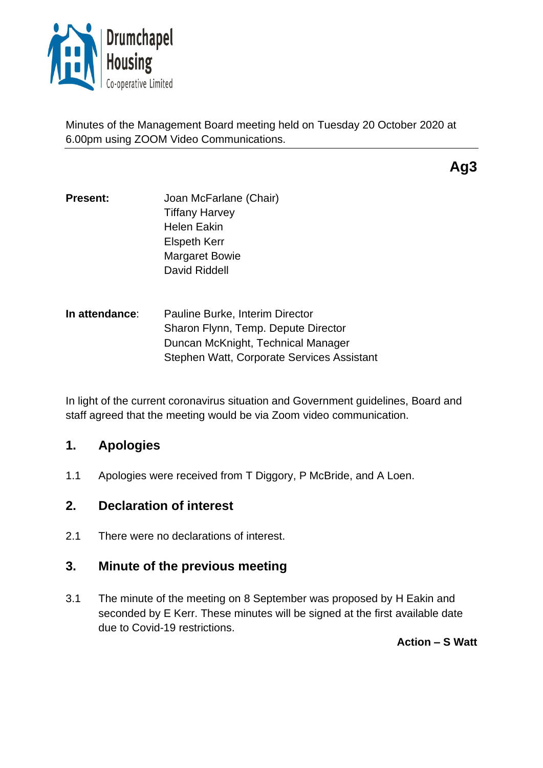Drumchapel Housing Co-operative Limited

Minutes of the Management Board meeting held on Tuesday 20 October 2020 at 6.00pm using ZOOM Video Communications.

**Ag3**

**Present:** Joan McFarlane (Chair)
Tiffany Harvey
Helen Eakin
Elspeth Kerr
Margaret Bowie
David Riddell

**In attendance**: Pauline Burke, Interim Director
Sharon Flynn, Temp. Depute Director
Duncan McKnight, Technical Manager
Stephen Watt, Corporate Services Assistant

In light of the current coronavirus situation and Government guidelines, Board and staff agreed that the meeting would be via Zoom video communication.

## 1. Apologies

1.1 Apologies were received from T Diggory, P McBride, and A Loen.

## 2. Declaration of interest

2.1 There were no declarations of interest.

## 3. Minute of the previous meeting

3.1 The minute of the meeting on 8 September was proposed by H Eakin and seconded by E Kerr. These minutes will be signed at the first available date due to Covid-19 restrictions.

**Action – S Watt**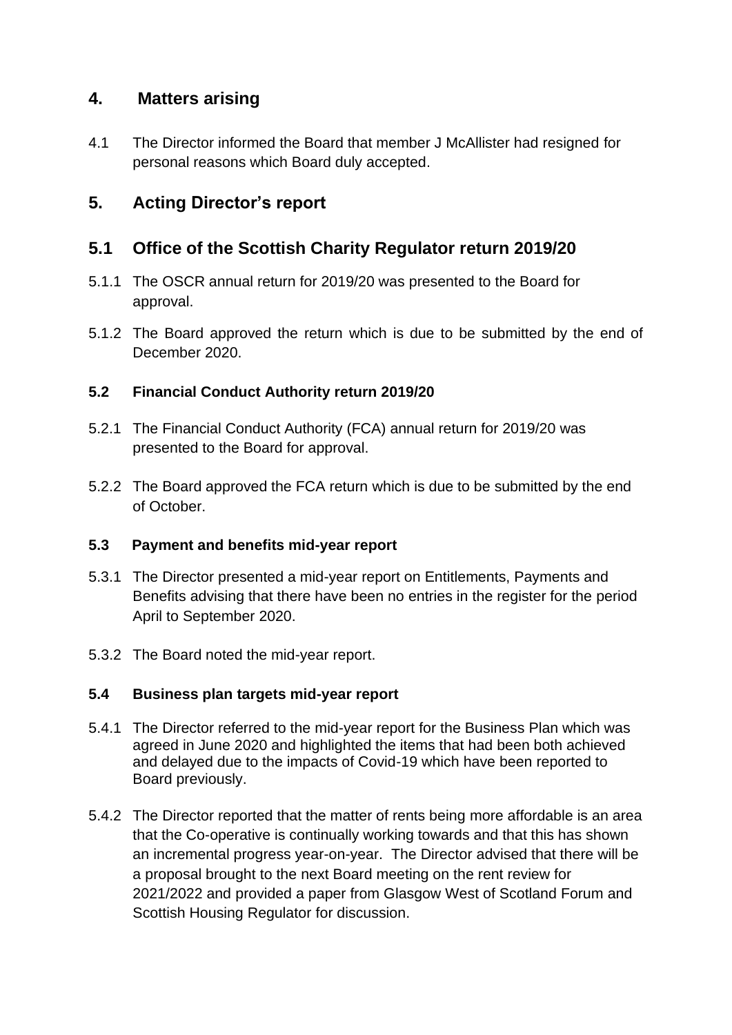## 4. Matters arising

4.1 The Director informed the Board that member J McAllister had resigned for personal reasons which Board duly accepted.

## 5. Acting Director's report

## 5.1 Office of the Scottish Charity Regulator return 2019/20

5.1.1 The OSCR annual return for 2019/20 was presented to the Board for approval.

5.1.2 The Board approved the return which is due to be submitted by the end of December 2020.

### 5.2 Financial Conduct Authority return 2019/20

5.2.1 The Financial Conduct Authority (FCA) annual return for 2019/20 was presented to the Board for approval.

5.2.2 The Board approved the FCA return which is due to be submitted by the end of October.

### 5.3 Payment and benefits mid-year report

5.3.1 The Director presented a mid-year report on Entitlements, Payments and Benefits advising that there have been no entries in the register for the period April to September 2020.

5.3.2 The Board noted the mid-year report.

### 5.4 Business plan targets mid-year report

5.4.1 The Director referred to the mid-year report for the Business Plan which was agreed in June 2020 and highlighted the items that had been both achieved and delayed due to the impacts of Covid-19 which have been reported to Board previously.

5.4.2 The Director reported that the matter of rents being more affordable is an area that the Co-operative is continually working towards and that this has shown an incremental progress year-on-year. The Director advised that there will be a proposal brought to the next Board meeting on the rent review for 2021/2022 and provided a paper from Glasgow West of Scotland Forum and Scottish Housing Regulator for discussion.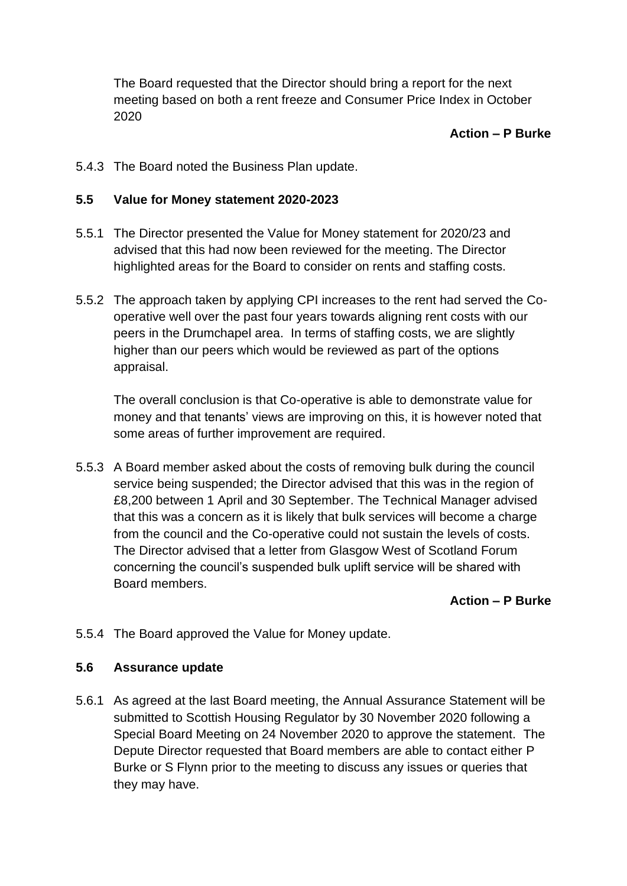The Board requested that the Director should bring a report for the next meeting based on both a rent freeze and Consumer Price Index in October 2020

**Action – P Burke**

5.4.3 The Board noted the Business Plan update.

**5.5 Value for Money statement 2020-2023**

5.5.1 The Director presented the Value for Money statement for 2020/23 and advised that this had now been reviewed for the meeting. The Director highlighted areas for the Board to consider on rents and staffing costs.

5.5.2 The approach taken by applying CPI increases to the rent had served the Co-operative well over the past four years towards aligning rent costs with our peers in the Drumchapel area. In terms of staffing costs, we are slightly higher than our peers which would be reviewed as part of the options appraisal.

The overall conclusion is that Co-operative is able to demonstrate value for money and that tenants' views are improving on this, it is however noted that some areas of further improvement are required.

5.5.3 A Board member asked about the costs of removing bulk during the council service being suspended; the Director advised that this was in the region of £8,200 between 1 April and 30 September. The Technical Manager advised that this was a concern as it is likely that bulk services will become a charge from the council and the Co-operative could not sustain the levels of costs. The Director advised that a letter from Glasgow West of Scotland Forum concerning the council's suspended bulk uplift service will be shared with Board members.

**Action – P Burke**

5.5.4 The Board approved the Value for Money update.

**5.6 Assurance update**

5.6.1 As agreed at the last Board meeting, the Annual Assurance Statement will be submitted to Scottish Housing Regulator by 30 November 2020 following a Special Board Meeting on 24 November 2020 to approve the statement. The Depute Director requested that Board members are able to contact either P Burke or S Flynn prior to the meeting to discuss any issues or queries that they may have.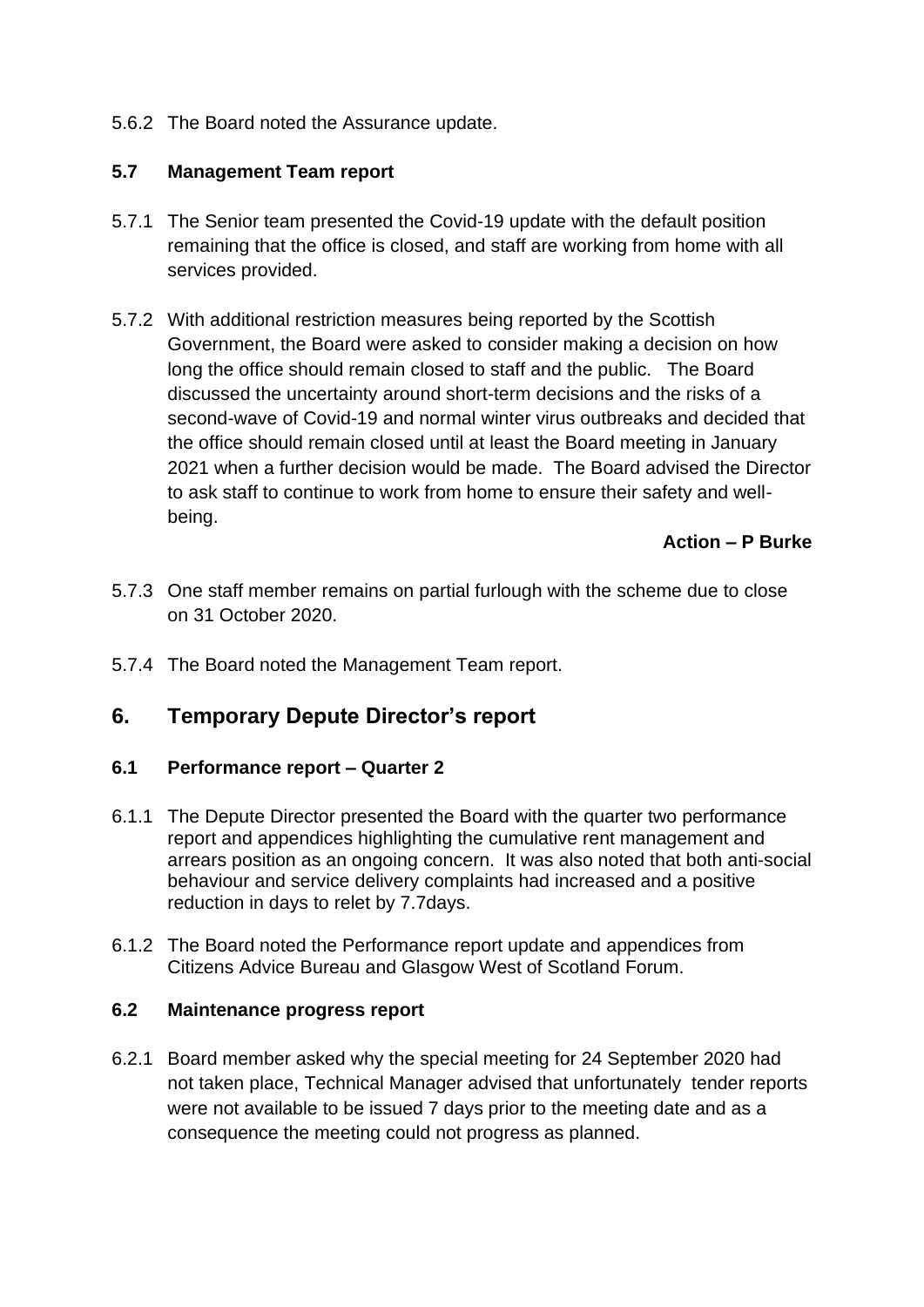5.6.2 The Board noted the Assurance update.

### 5.7 Management Team report

5.7.1 The Senior team presented the Covid-19 update with the default position remaining that the office is closed, and staff are working from home with all services provided.

5.7.2 With additional restriction measures being reported by the Scottish Government, the Board were asked to consider making a decision on how long the office should remain closed to staff and the public. The Board discussed the uncertainty around short-term decisions and the risks of a second-wave of Covid-19 and normal winter virus outbreaks and decided that the office should remain closed until at least the Board meeting in January 2021 when a further decision would be made. The Board advised the Director to ask staff to continue to work from home to ensure their safety and well-being.

**Action – P Burke**

5.7.3 One staff member remains on partial furlough with the scheme due to close on 31 October 2020.

5.7.4 The Board noted the Management Team report.

## 6. Temporary Depute Director's report

### 6.1 Performance report – Quarter 2

6.1.1 The Depute Director presented the Board with the quarter two performance report and appendices highlighting the cumulative rent management and arrears position as an ongoing concern. It was also noted that both anti-social behaviour and service delivery complaints had increased and a positive reduction in days to relet by 7.7days.

6.1.2 The Board noted the Performance report update and appendices from Citizens Advice Bureau and Glasgow West of Scotland Forum.

### 6.2 Maintenance progress report

6.2.1 Board member asked why the special meeting for 24 September 2020 had not taken place, Technical Manager advised that unfortunately tender reports were not available to be issued 7 days prior to the meeting date and as a consequence the meeting could not progress as planned.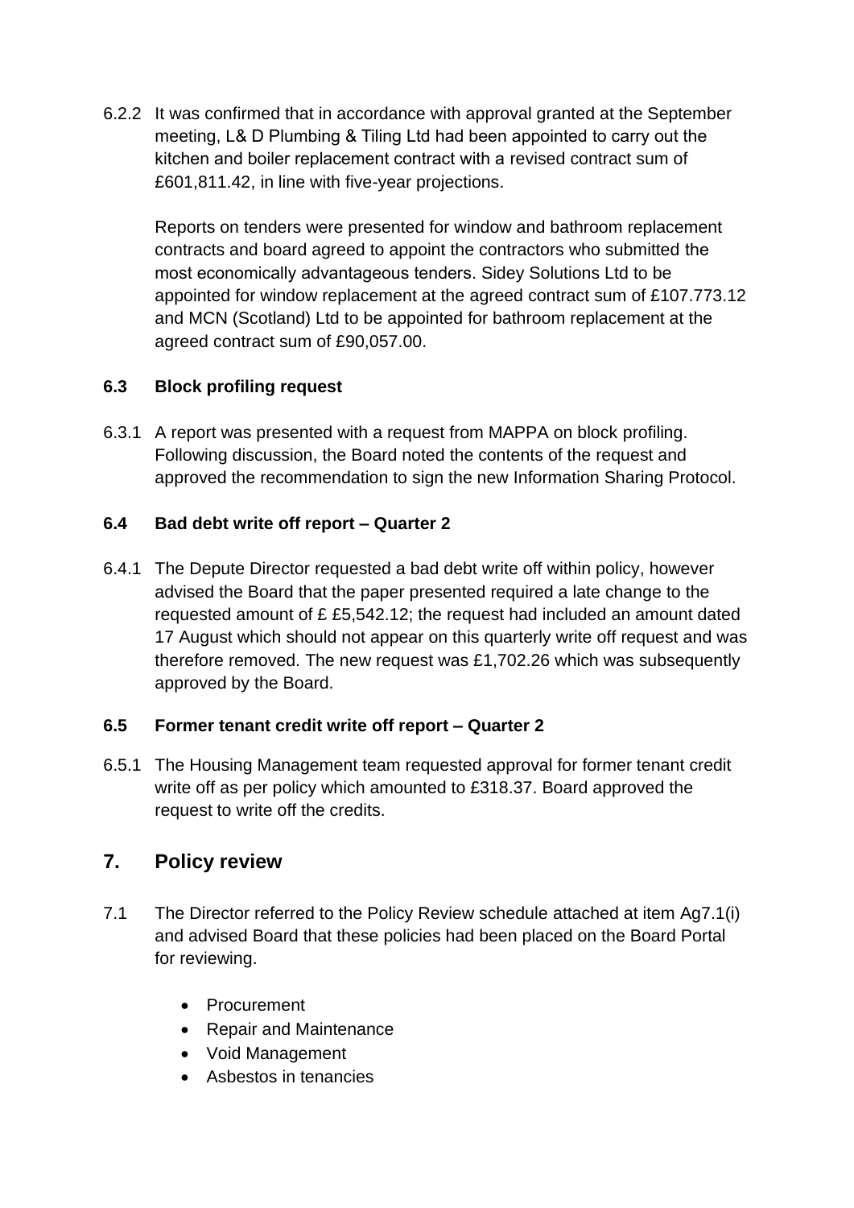6.2.2 It was confirmed that in accordance with approval granted at the September meeting, L& D Plumbing & Tiling Ltd had been appointed to carry out the kitchen and boiler replacement contract with a revised contract sum of £601,811.42, in line with five-year projections.

Reports on tenders were presented for window and bathroom replacement contracts and board agreed to appoint the contractors who submitted the most economically advantageous tenders. Sidey Solutions Ltd to be appointed for window replacement at the agreed contract sum of £107.773.12 and MCN (Scotland) Ltd to be appointed for bathroom replacement at the agreed contract sum of £90,057.00.

### 6.3 Block profiling request

6.3.1 A report was presented with a request from MAPPA on block profiling. Following discussion, the Board noted the contents of the request and approved the recommendation to sign the new Information Sharing Protocol.

### 6.4 Bad debt write off report – Quarter 2

6.4.1 The Depute Director requested a bad debt write off within policy, however advised the Board that the paper presented required a late change to the requested amount of £ £5,542.12; the request had included an amount dated 17 August which should not appear on this quarterly write off request and was therefore removed. The new request was £1,702.26 which was subsequently approved by the Board.

### 6.5 Former tenant credit write off report – Quarter 2

6.5.1 The Housing Management team requested approval for former tenant credit write off as per policy which amounted to £318.37. Board approved the request to write off the credits.

## 7. Policy review

7.1 The Director referred to the Policy Review schedule attached at item Ag7.1(i) and advised Board that these policies had been placed on the Board Portal for reviewing.

- Procurement
- Repair and Maintenance
- Void Management
- Asbestos in tenancies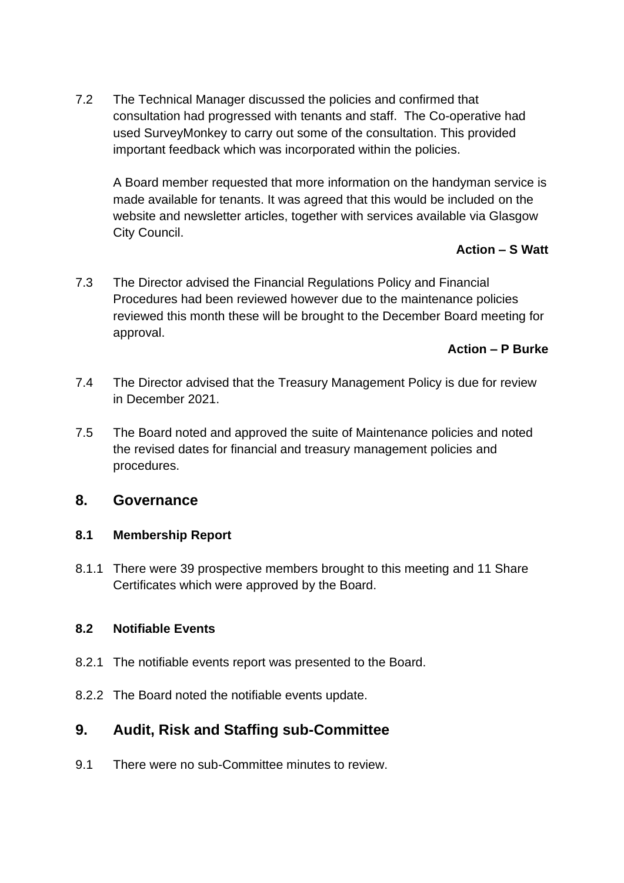7.2 The Technical Manager discussed the policies and confirmed that consultation had progressed with tenants and staff. The Co-operative had used SurveyMonkey to carry out some of the consultation. This provided important feedback which was incorporated within the policies.

A Board member requested that more information on the handyman service is made available for tenants. It was agreed that this would be included on the website and newsletter articles, together with services available via Glasgow City Council.

**Action – S Watt**

7.3 The Director advised the Financial Regulations Policy and Financial Procedures had been reviewed however due to the maintenance policies reviewed this month these will be brought to the December Board meeting for approval.

**Action – P Burke**

7.4 The Director advised that the Treasury Management Policy is due for review in December 2021.

7.5 The Board noted and approved the suite of Maintenance policies and noted the revised dates for financial and treasury management policies and procedures.

## 8. Governance

### 8.1 Membership Report

8.1.1 There were 39 prospective members brought to this meeting and 11 Share Certificates which were approved by the Board.

### 8.2 Notifiable Events

8.2.1 The notifiable events report was presented to the Board.

8.2.2 The Board noted the notifiable events update.

## 9. Audit, Risk and Staffing sub-Committee

9.1 There were no sub-Committee minutes to review.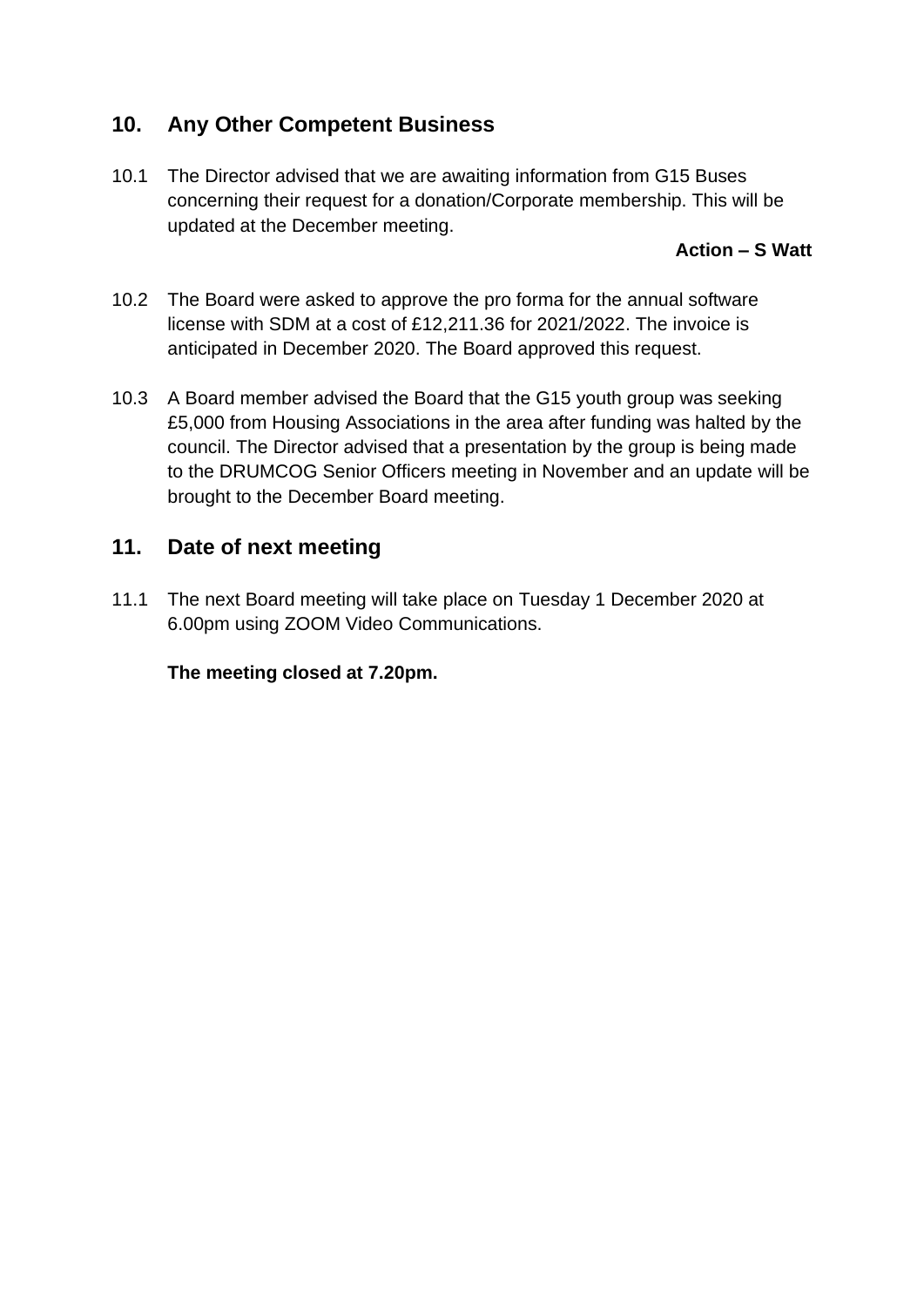## 10. Any Other Competent Business

10.1 The Director advised that we are awaiting information from G15 Buses concerning their request for a donation/Corporate membership. This will be updated at the December meeting.

**Action – S Watt**

10.2 The Board were asked to approve the pro forma for the annual software license with SDM at a cost of £12,211.36 for 2021/2022. The invoice is anticipated in December 2020. The Board approved this request.

10.3 A Board member advised the Board that the G15 youth group was seeking £5,000 from Housing Associations in the area after funding was halted by the council. The Director advised that a presentation by the group is being made to the DRUMCOG Senior Officers meeting in November and an update will be brought to the December Board meeting.

## 11. Date of next meeting

11.1 The next Board meeting will take place on Tuesday 1 December 2020 at 6.00pm using ZOOM Video Communications.

**The meeting closed at 7.20pm.**